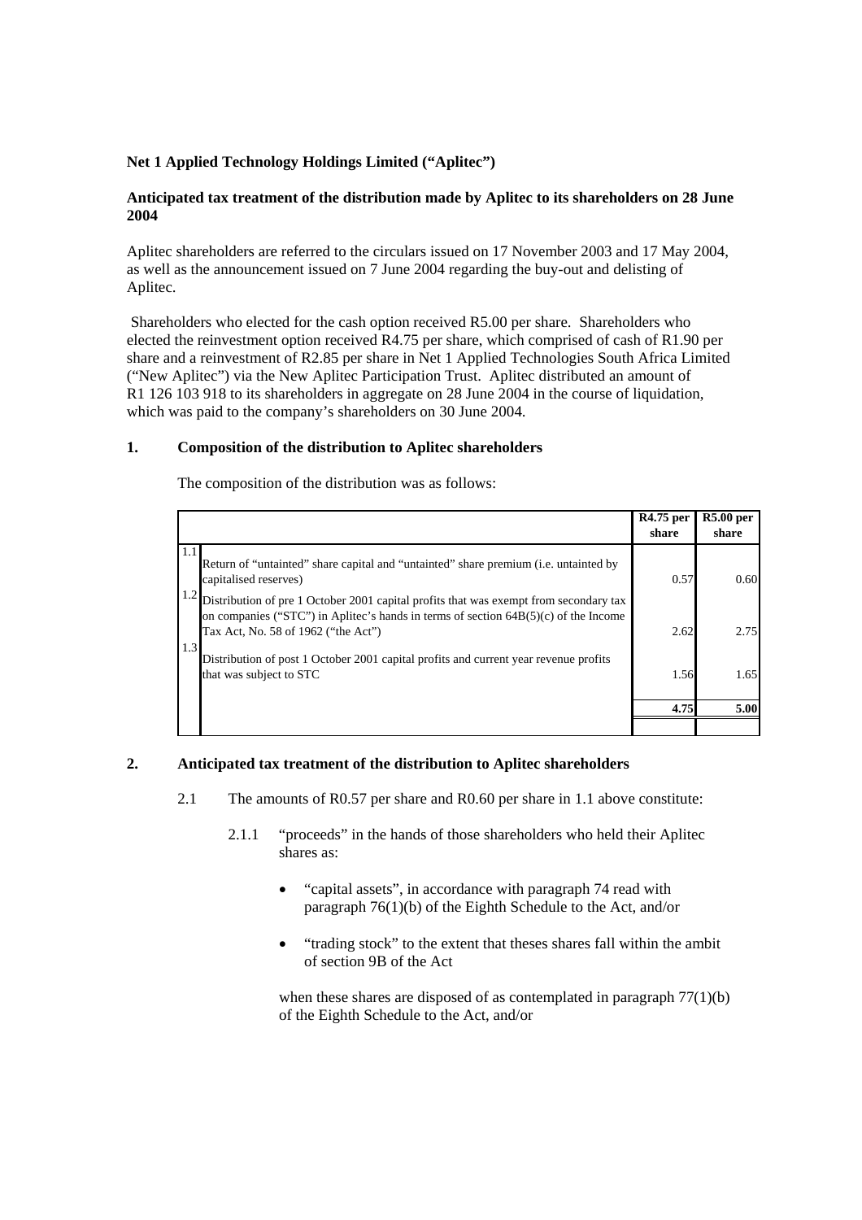**Net 1 Applied Technology Holdings Limited ("Aplitec")**

**Anticipated tax treatment of the distribution made by Aplitec to its shareholders on 28 June 2004**

Aplitec shareholders are referred to the circulars issued on 17 November 2003 and 17 May 2004, as well as the announcement issued on 7 June 2004 regarding the buy-out and delisting of Aplitec.

Shareholders who elected for the cash option received R5.00 per share. Shareholders who elected the reinvestment option received R4.75 per share, which comprised of cash of R1.90 per share and a reinvestment of R2.85 per share in Net 1 Applied Technologies South Africa Limited ("New Aplitec") via the New Aplitec Participation Trust. Aplitec distributed an amount of R1 126 103 918 to its shareholders in aggregate on 28 June 2004 in the course of liquidation, which was paid to the company's shareholders on 30 June 2004.

## 1. Composition of the distribution to Aplitec shareholders

The composition of the distribution was as follows:

| | | R4.75 per share | R5.00 per share |
|---|---|---|---|
| 1.1 | Return of "untainted" share capital and "untainted" share premium (i.e. untainted by capitalised reserves) | 0.57 | 0.60 |
| 1.2 | Distribution of pre 1 October 2001 capital profits that was exempt from secondary tax on companies ("STC") in Aplitec's hands in terms of section 64B(5)(c) of the Income Tax Act, No. 58 of 1962 ("the Act") | 2.62 | 2.75 |
| 1.3 | Distribution of post 1 October 2001 capital profits and current year revenue profits that was subject to STC | 1.56 | 1.65 |
| | | **4.75** | **5.00** |

## 2. Anticipated tax treatment of the distribution to Aplitec shareholders

2.1 The amounts of R0.57 per share and R0.60 per share in 1.1 above constitute:

2.1.1 "proceeds" in the hands of those shareholders who held their Aplitec shares as:

- "capital assets", in accordance with paragraph 74 read with paragraph 76(1)(b) of the Eighth Schedule to the Act, and/or
- "trading stock" to the extent that theses shares fall within the ambit of section 9B of the Act

when these shares are disposed of as contemplated in paragraph 77(1)(b) of the Eighth Schedule to the Act, and/or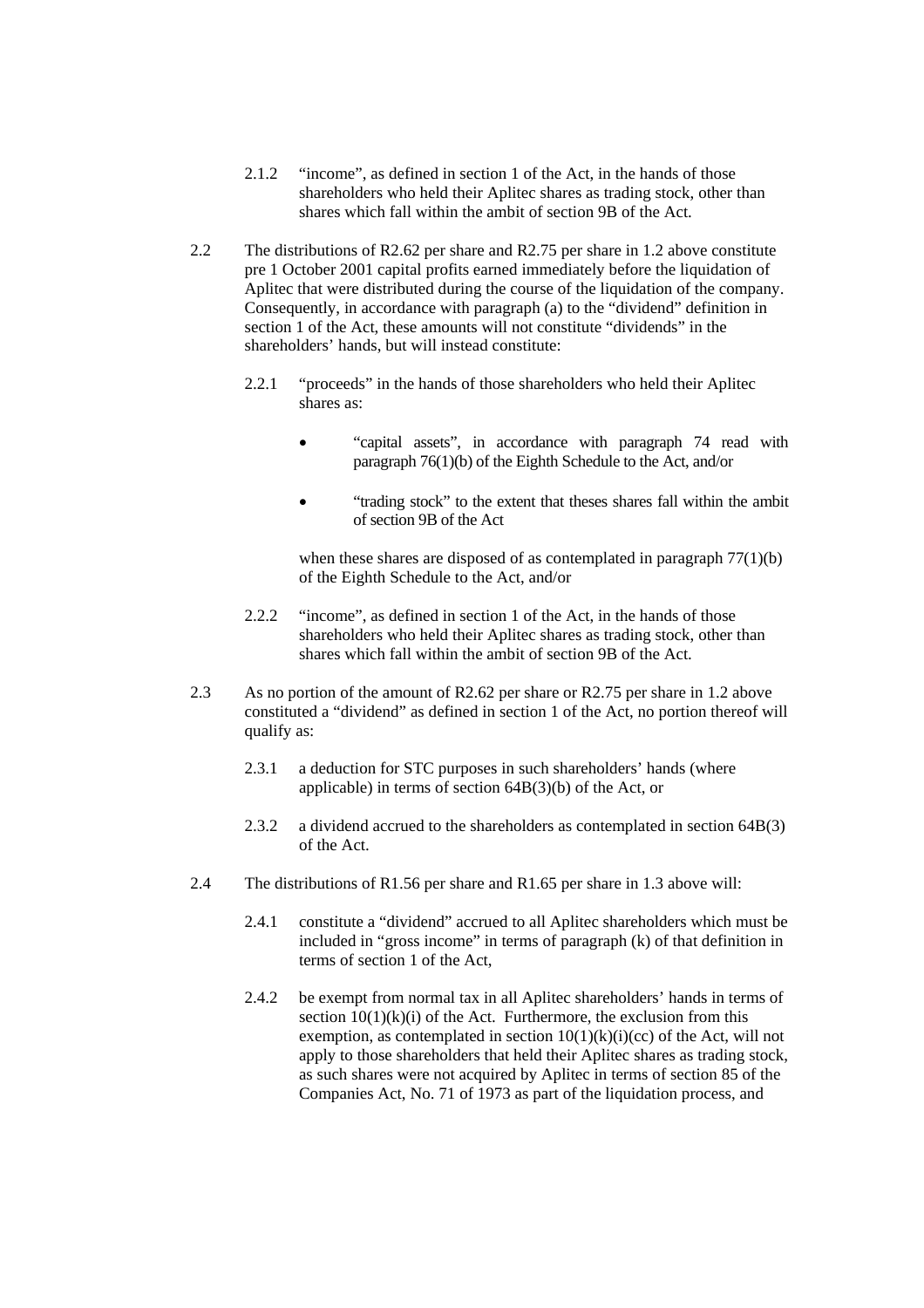2.1.2 "income", as defined in section 1 of the Act, in the hands of those shareholders who held their Aplitec shares as trading stock, other than shares which fall within the ambit of section 9B of the Act.

2.2 The distributions of R2.62 per share and R2.75 per share in 1.2 above constitute pre 1 October 2001 capital profits earned immediately before the liquidation of Aplitec that were distributed during the course of the liquidation of the company. Consequently, in accordance with paragraph (a) to the "dividend" definition in section 1 of the Act, these amounts will not constitute "dividends" in the shareholders' hands, but will instead constitute:

2.2.1 "proceeds" in the hands of those shareholders who held their Aplitec shares as:

- "capital assets", in accordance with paragraph 74 read with paragraph 76(1)(b) of the Eighth Schedule to the Act, and/or
- "trading stock" to the extent that theses shares fall within the ambit of section 9B of the Act

when these shares are disposed of as contemplated in paragraph 77(1)(b) of the Eighth Schedule to the Act, and/or

2.2.2 "income", as defined in section 1 of the Act, in the hands of those shareholders who held their Aplitec shares as trading stock, other than shares which fall within the ambit of section 9B of the Act.

2.3 As no portion of the amount of R2.62 per share or R2.75 per share in 1.2 above constituted a "dividend" as defined in section 1 of the Act, no portion thereof will qualify as:

2.3.1 a deduction for STC purposes in such shareholders' hands (where applicable) in terms of section 64B(3)(b) of the Act, or

2.3.2 a dividend accrued to the shareholders as contemplated in section 64B(3) of the Act.

2.4 The distributions of R1.56 per share and R1.65 per share in 1.3 above will:

2.4.1 constitute a "dividend" accrued to all Aplitec shareholders which must be included in "gross income" in terms of paragraph (k) of that definition in terms of section 1 of the Act,

2.4.2 be exempt from normal tax in all Aplitec shareholders' hands in terms of section 10(1)(k)(i) of the Act. Furthermore, the exclusion from this exemption, as contemplated in section 10(1)(k)(i)(cc) of the Act, will not apply to those shareholders that held their Aplitec shares as trading stock, as such shares were not acquired by Aplitec in terms of section 85 of the Companies Act, No. 71 of 1973 as part of the liquidation process, and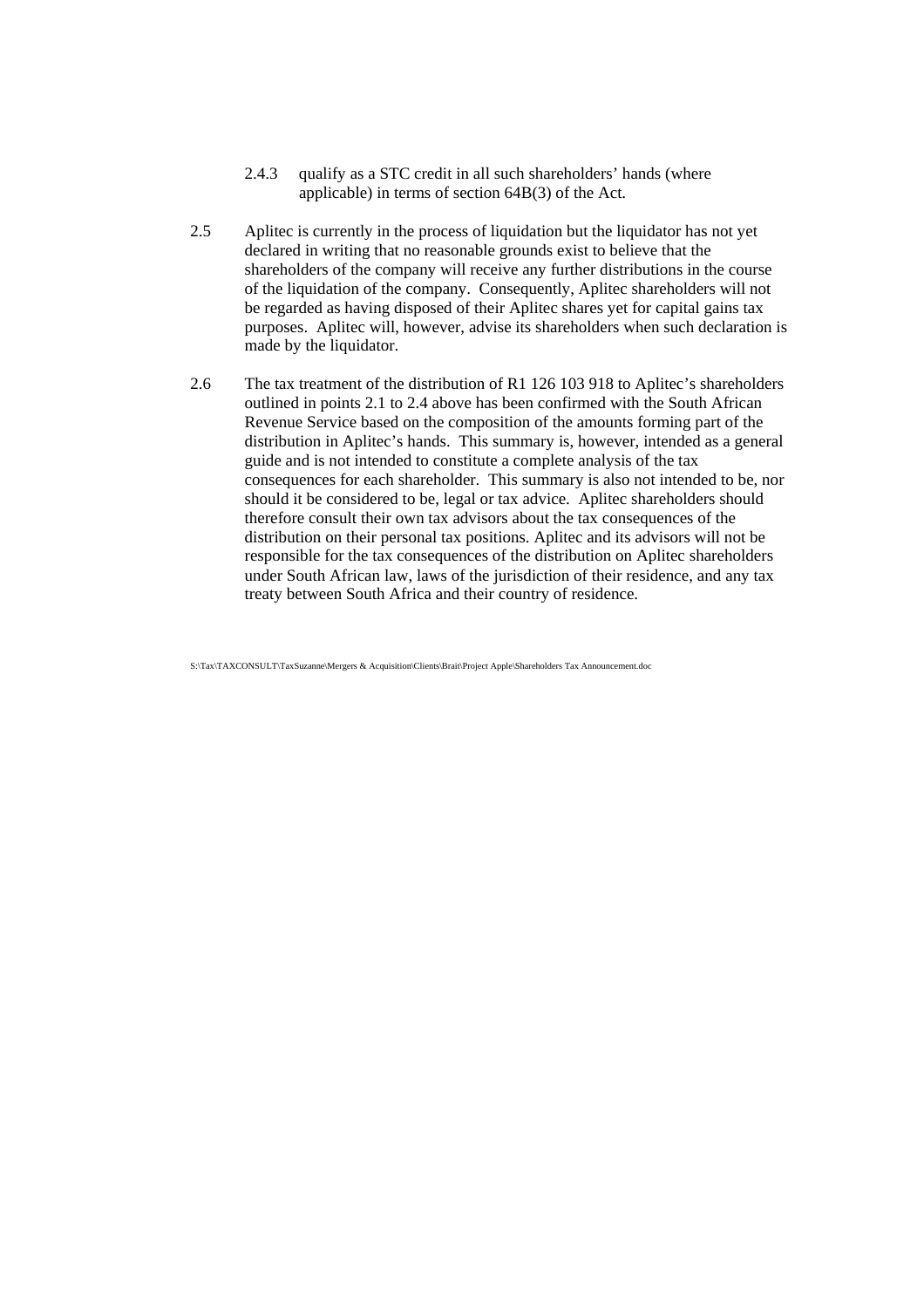2.4.3 qualify as a STC credit in all such shareholders' hands (where applicable) in terms of section 64B(3) of the Act.

2.5 Aplitec is currently in the process of liquidation but the liquidator has not yet declared in writing that no reasonable grounds exist to believe that the shareholders of the company will receive any further distributions in the course of the liquidation of the company. Consequently, Aplitec shareholders will not be regarded as having disposed of their Aplitec shares yet for capital gains tax purposes. Aplitec will, however, advise its shareholders when such declaration is made by the liquidator.

2.6 The tax treatment of the distribution of R1 126 103 918 to Aplitec's shareholders outlined in points 2.1 to 2.4 above has been confirmed with the South African Revenue Service based on the composition of the amounts forming part of the distribution in Aplitec's hands. This summary is, however, intended as a general guide and is not intended to constitute a complete analysis of the tax consequences for each shareholder. This summary is also not intended to be, nor should it be considered to be, legal or tax advice. Aplitec shareholders should therefore consult their own tax advisors about the tax consequences of the distribution on their personal tax positions. Aplitec and its advisors will not be responsible for the tax consequences of the distribution on Aplitec shareholders under South African law, laws of the jurisdiction of their residence, and any tax treaty between South Africa and their country of residence.

S:\Tax\TAXCONSULT\TaxSuzanne\Mergers & Acquisition\Clients\Brait\Project Apple\Shareholders Tax Announcement.doc